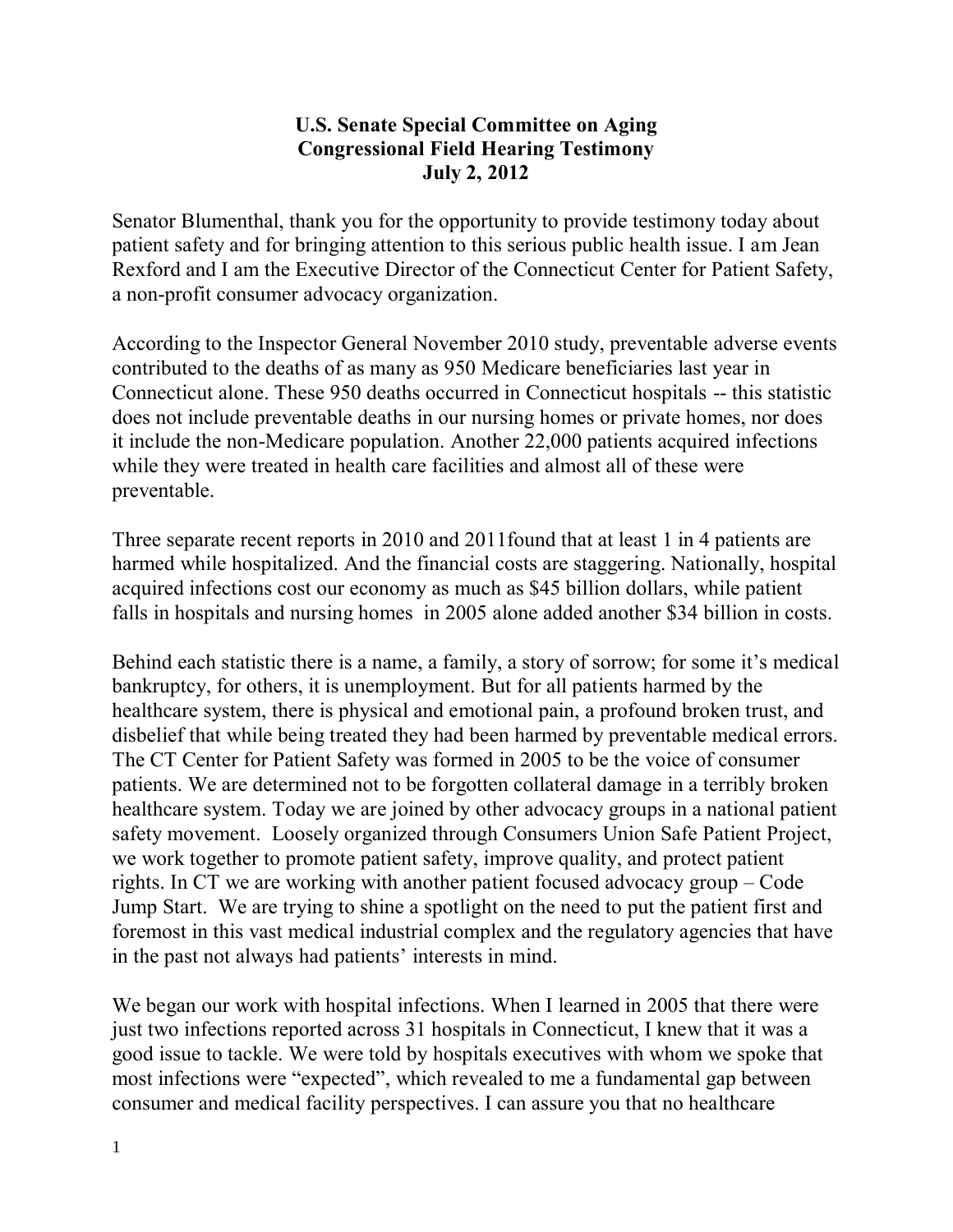**U.S. Senate Special Committee on Aging**
**Congressional Field Hearing Testimony**
**July 2, 2012**

Senator Blumenthal, thank you for the opportunity to provide testimony today about patient safety and for bringing attention to this serious public health issue. I am Jean Rexford and I am the Executive Director of the Connecticut Center for Patient Safety, a non-profit consumer advocacy organization.

According to the Inspector General November 2010 study, preventable adverse events contributed to the deaths of as many as 950 Medicare beneficiaries last year in Connecticut alone. These 950 deaths occurred in Connecticut hospitals -- this statistic does not include preventable deaths in our nursing homes or private homes, nor does it include the non-Medicare population. Another 22,000 patients acquired infections while they were treated in health care facilities and almost all of these were preventable.

Three separate recent reports in 2010 and 2011found that at least 1 in 4 patients are harmed while hospitalized. And the financial costs are staggering. Nationally, hospital acquired infections cost our economy as much as $45 billion dollars, while patient falls in hospitals and nursing homes in 2005 alone added another $34 billion in costs.

Behind each statistic there is a name, a family, a story of sorrow; for some it's medical bankruptcy, for others, it is unemployment. But for all patients harmed by the healthcare system, there is physical and emotional pain, a profound broken trust, and disbelief that while being treated they had been harmed by preventable medical errors. The CT Center for Patient Safety was formed in 2005 to be the voice of consumer patients. We are determined not to be forgotten collateral damage in a terribly broken healthcare system. Today we are joined by other advocacy groups in a national patient safety movement. Loosely organized through Consumers Union Safe Patient Project, we work together to promote patient safety, improve quality, and protect patient rights. In CT we are working with another patient focused advocacy group – Code Jump Start. We are trying to shine a spotlight on the need to put the patient first and foremost in this vast medical industrial complex and the regulatory agencies that have in the past not always had patients' interests in mind.

We began our work with hospital infections. When I learned in 2005 that there were just two infections reported across 31 hospitals in Connecticut, I knew that it was a good issue to tackle. We were told by hospitals executives with whom we spoke that most infections were "expected", which revealed to me a fundamental gap between consumer and medical facility perspectives. I can assure you that no healthcare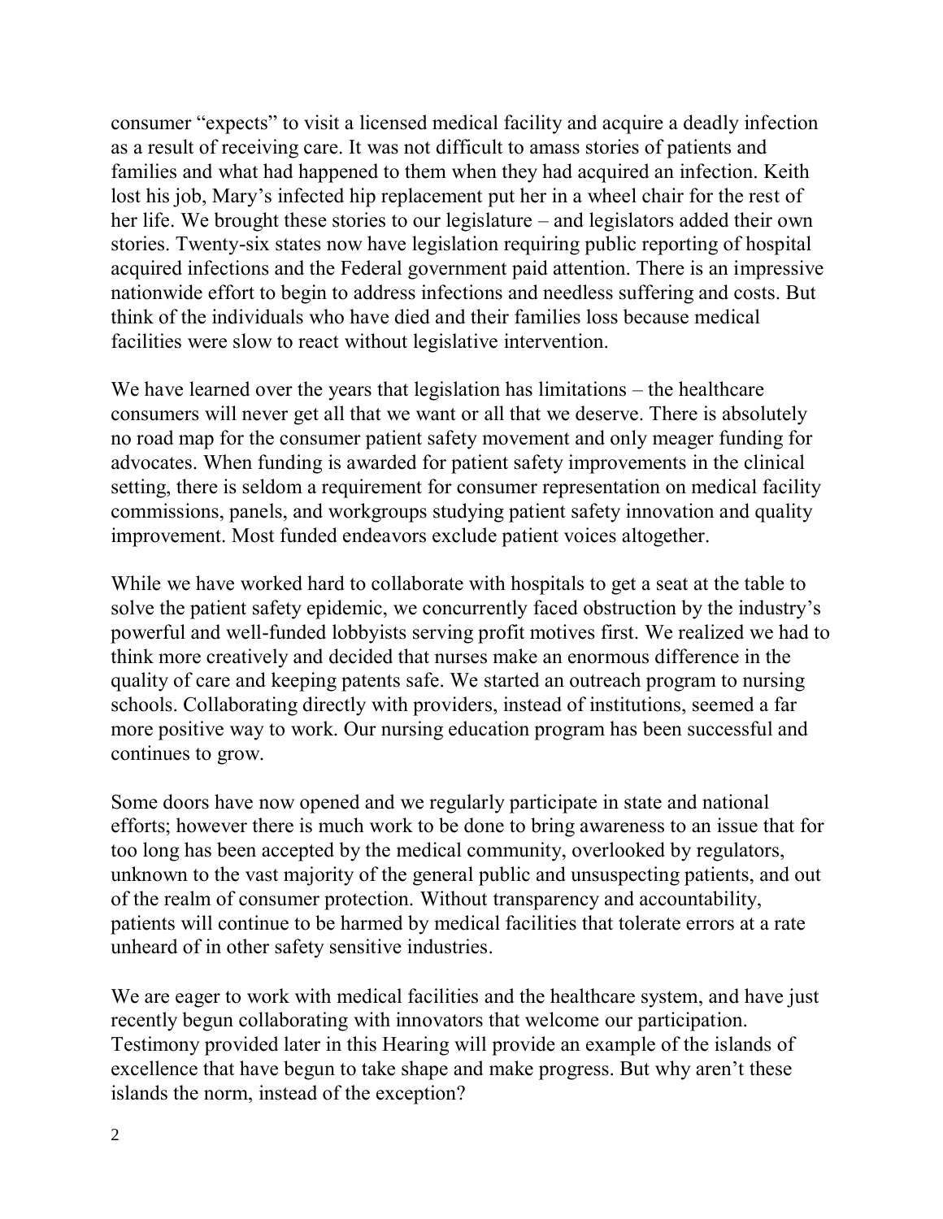consumer "expects" to visit a licensed medical facility and acquire a deadly infection as a result of receiving care. It was not difficult to amass stories of patients and families and what had happened to them when they had acquired an infection. Keith lost his job, Mary's infected hip replacement put her in a wheel chair for the rest of her life. We brought these stories to our legislature – and legislators added their own stories. Twenty-six states now have legislation requiring public reporting of hospital acquired infections and the Federal government paid attention. There is an impressive nationwide effort to begin to address infections and needless suffering and costs. But think of the individuals who have died and their families loss because medical facilities were slow to react without legislative intervention.

We have learned over the years that legislation has limitations – the healthcare consumers will never get all that we want or all that we deserve. There is absolutely no road map for the consumer patient safety movement and only meager funding for advocates. When funding is awarded for patient safety improvements in the clinical setting, there is seldom a requirement for consumer representation on medical facility commissions, panels, and workgroups studying patient safety innovation and quality improvement. Most funded endeavors exclude patient voices altogether.

While we have worked hard to collaborate with hospitals to get a seat at the table to solve the patient safety epidemic, we concurrently faced obstruction by the industry's powerful and well-funded lobbyists serving profit motives first. We realized we had to think more creatively and decided that nurses make an enormous difference in the quality of care and keeping patents safe. We started an outreach program to nursing schools. Collaborating directly with providers, instead of institutions, seemed a far more positive way to work. Our nursing education program has been successful and continues to grow.

Some doors have now opened and we regularly participate in state and national efforts; however there is much work to be done to bring awareness to an issue that for too long has been accepted by the medical community, overlooked by regulators, unknown to the vast majority of the general public and unsuspecting patients, and out of the realm of consumer protection. Without transparency and accountability, patients will continue to be harmed by medical facilities that tolerate errors at a rate unheard of in other safety sensitive industries.

We are eager to work with medical facilities and the healthcare system, and have just recently begun collaborating with innovators that welcome our participation. Testimony provided later in this Hearing will provide an example of the islands of excellence that have begun to take shape and make progress. But why aren't these islands the norm, instead of the exception?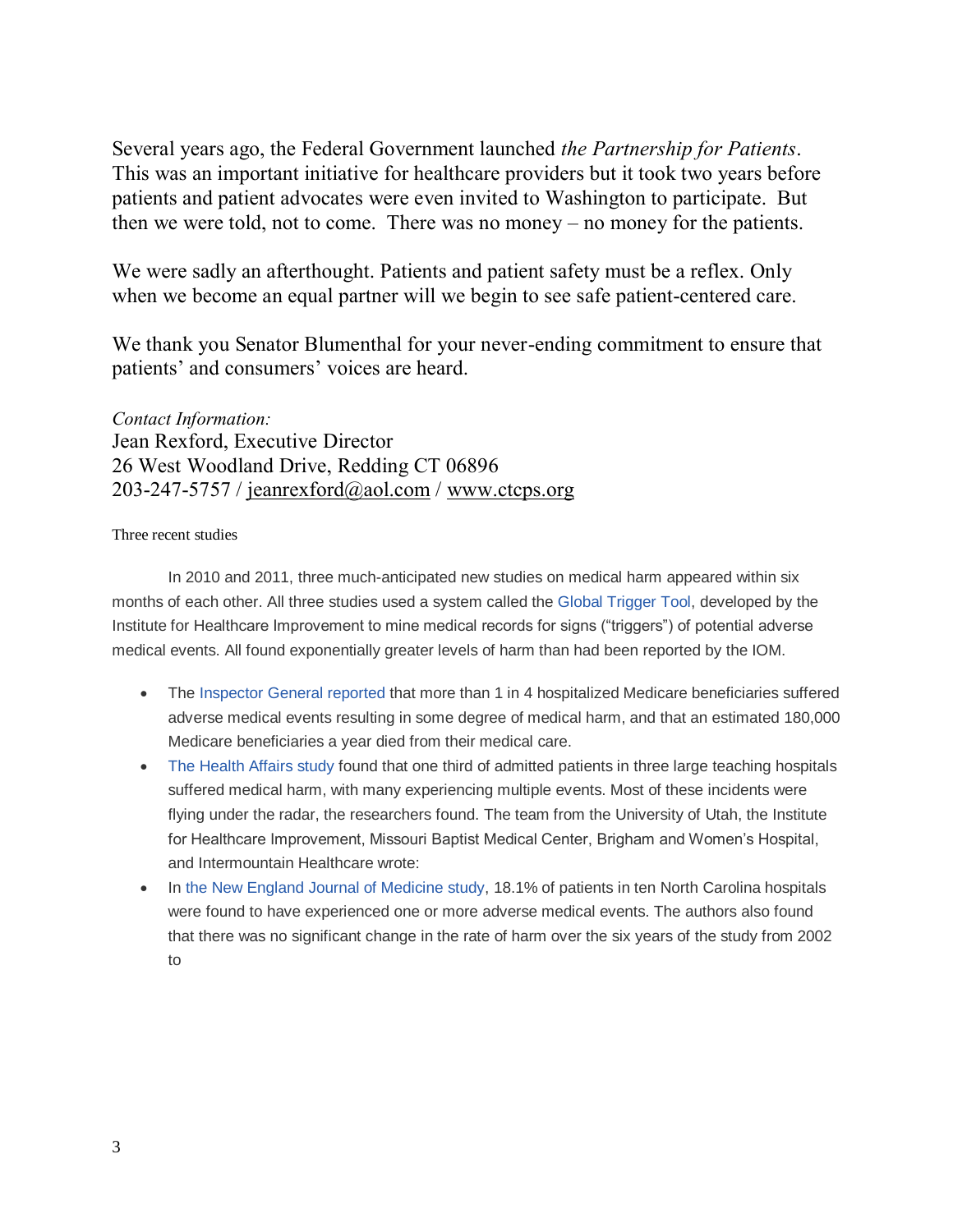Several years ago, the Federal Government launched *the Partnership for Patients*. This was an important initiative for healthcare providers but it took two years before patients and patient advocates were even invited to Washington to participate. But then we were told, not to come. There was no money – no money for the patients.

We were sadly an afterthought. Patients and patient safety must be a reflex. Only when we become an equal partner will we begin to see safe patient-centered care.

We thank you Senator Blumenthal for your never-ending commitment to ensure that patients' and consumers' voices are heard.

*Contact Information:*
Jean Rexford, Executive Director
26 West Woodland Drive, Redding CT 06896
203-247-5757 / jeanrexford@aol.com / www.ctcps.org

Three recent studies

In 2010 and 2011, three much-anticipated new studies on medical harm appeared within six months of each other. All three studies used a system called the Global Trigger Tool, developed by the Institute for Healthcare Improvement to mine medical records for signs ("triggers") of potential adverse medical events. All found exponentially greater levels of harm than had been reported by the IOM.

- The Inspector General reported that more than 1 in 4 hospitalized Medicare beneficiaries suffered adverse medical events resulting in some degree of medical harm, and that an estimated 180,000 Medicare beneficiaries a year died from their medical care.
- The Health Affairs study found that one third of admitted patients in three large teaching hospitals suffered medical harm, with many experiencing multiple events. Most of these incidents were flying under the radar, the researchers found. The team from the University of Utah, the Institute for Healthcare Improvement, Missouri Baptist Medical Center, Brigham and Women's Hospital, and Intermountain Healthcare wrote:
- In the New England Journal of Medicine study, 18.1% of patients in ten North Carolina hospitals were found to have experienced one or more adverse medical events. The authors also found that there was no significant change in the rate of harm over the six years of the study from 2002 to